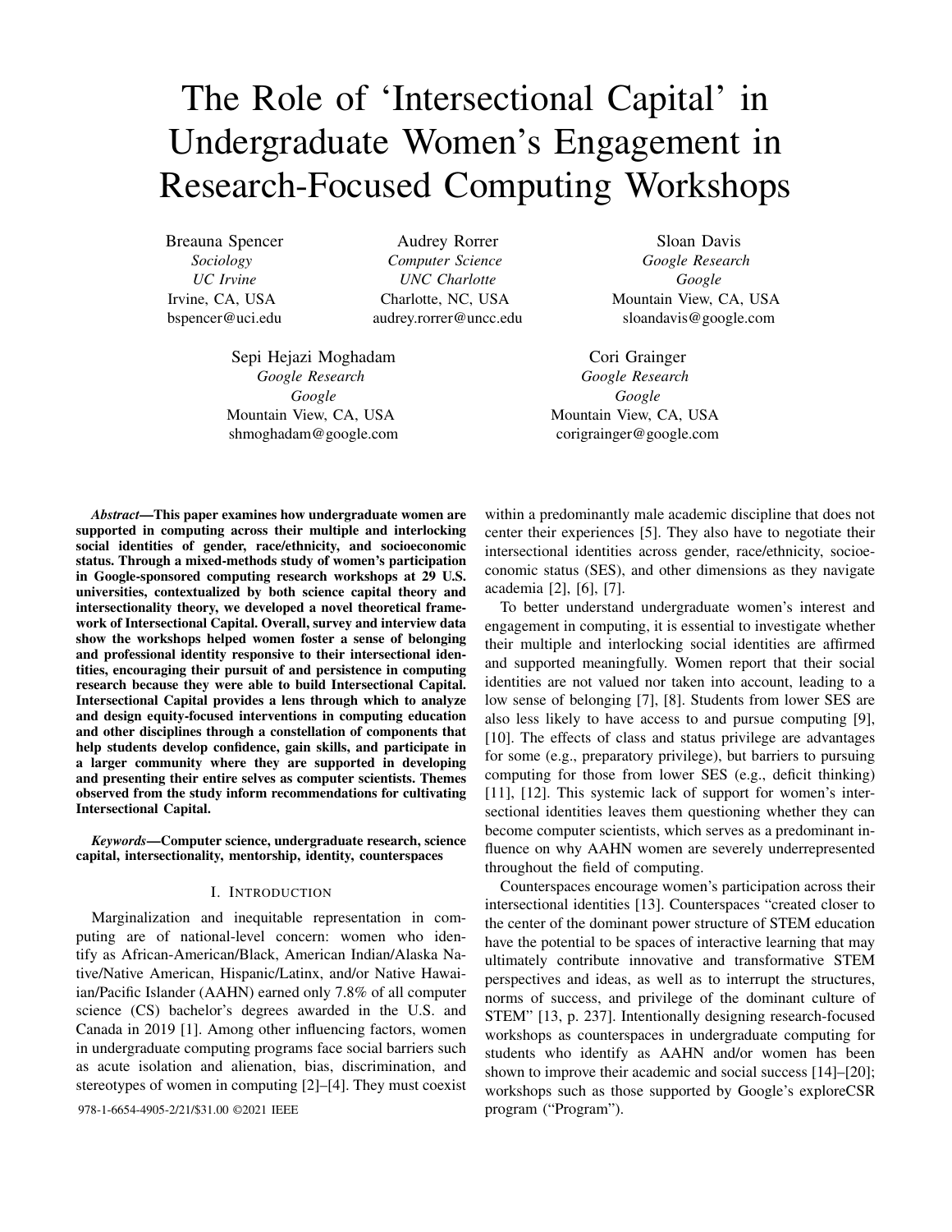# The Role of 'Intersectional Capital' in Undergraduate Women's Engagement in Research-Focused Computing Workshops

Breauna Spencer
*Sociology*
*UC Irvine*
Irvine, CA, USA
bspencer@uci.edu

Audrey Rorrer
*Computer Science*
*UNC Charlotte*
Charlotte, NC, USA
audrey.rorrer@uncc.edu

Sloan Davis
*Google Research*
*Google*
Mountain View, CA, USA
sloandavis@google.com

Sepi Hejazi Moghadam
*Google Research*
*Google*
Mountain View, CA, USA
shmoghadam@google.com

Cori Grainger
*Google Research*
*Google*
Mountain View, CA, USA
corigrainger@google.com

***Abstract*—This paper examines how undergraduate women are supported in computing across their multiple and interlocking social identities of gender, race/ethnicity, and socioeconomic status. Through a mixed-methods study of women's participation in Google-sponsored computing research workshops at 29 U.S. universities, contextualized by both science capital theory and intersectionality theory, we developed a novel theoretical framework of Intersectional Capital. Overall, survey and interview data show the workshops helped women foster a sense of belonging and professional identity responsive to their intersectional identities, encouraging their pursuit of and persistence in computing research because they were able to build Intersectional Capital. Intersectional Capital provides a lens through which to analyze and design equity-focused interventions in computing education and other disciplines through a constellation of components that help students develop confidence, gain skills, and participate in a larger community where they are supported in developing and presenting their entire selves as computer scientists. Themes observed from the study inform recommendations for cultivating Intersectional Capital.**

***Keywords*—Computer science, undergraduate research, science capital, intersectionality, mentorship, identity, counterspaces**

## I. Introduction

Marginalization and inequitable representation in computing are of national-level concern: women who identify as African-American/Black, American Indian/Alaska Native/Native American, Hispanic/Latinx, and/or Native Hawaiian/Pacific Islander (AAHN) earned only 7.8% of all computer science (CS) bachelor's degrees awarded in the U.S. and Canada in 2019 [1]. Among other influencing factors, women in undergraduate computing programs face social barriers such as acute isolation and alienation, bias, discrimination, and stereotypes of women in computing [2]–[4]. They must coexist within a predominantly male academic discipline that does not center their experiences [5]. They also have to negotiate their intersectional identities across gender, race/ethnicity, socioeconomic status (SES), and other dimensions as they navigate academia [2], [6], [7].

To better understand undergraduate women's interest and engagement in computing, it is essential to investigate whether their multiple and interlocking social identities are affirmed and supported meaningfully. Women report that their social identities are not valued nor taken into account, leading to a low sense of belonging [7], [8]. Students from lower SES are also less likely to have access to and pursue computing [9], [10]. The effects of class and status privilege are advantages for some (e.g., preparatory privilege), but barriers to pursuing computing for those from lower SES (e.g., deficit thinking) [11], [12]. This systemic lack of support for women's intersectional identities leaves them questioning whether they can become computer scientists, which serves as a predominant influence on why AAHN women are severely underrepresented throughout the field of computing.

Counterspaces encourage women's participation across their intersectional identities [13]. Counterspaces "created closer to the center of the dominant power structure of STEM education have the potential to be spaces of interactive learning that may ultimately contribute innovative and transformative STEM perspectives and ideas, as well as to interrupt the structures, norms of success, and privilege of the dominant culture of STEM" [13, p. 237]. Intentionally designing research-focused workshops as counterspaces in undergraduate computing for students who identify as AAHN and/or women has been shown to improve their academic and social success [14]–[20]; workshops such as those supported by Google's exploreCSR program ("Program").

978-1-6654-4905-2/21/$31.00 ©2021 IEEE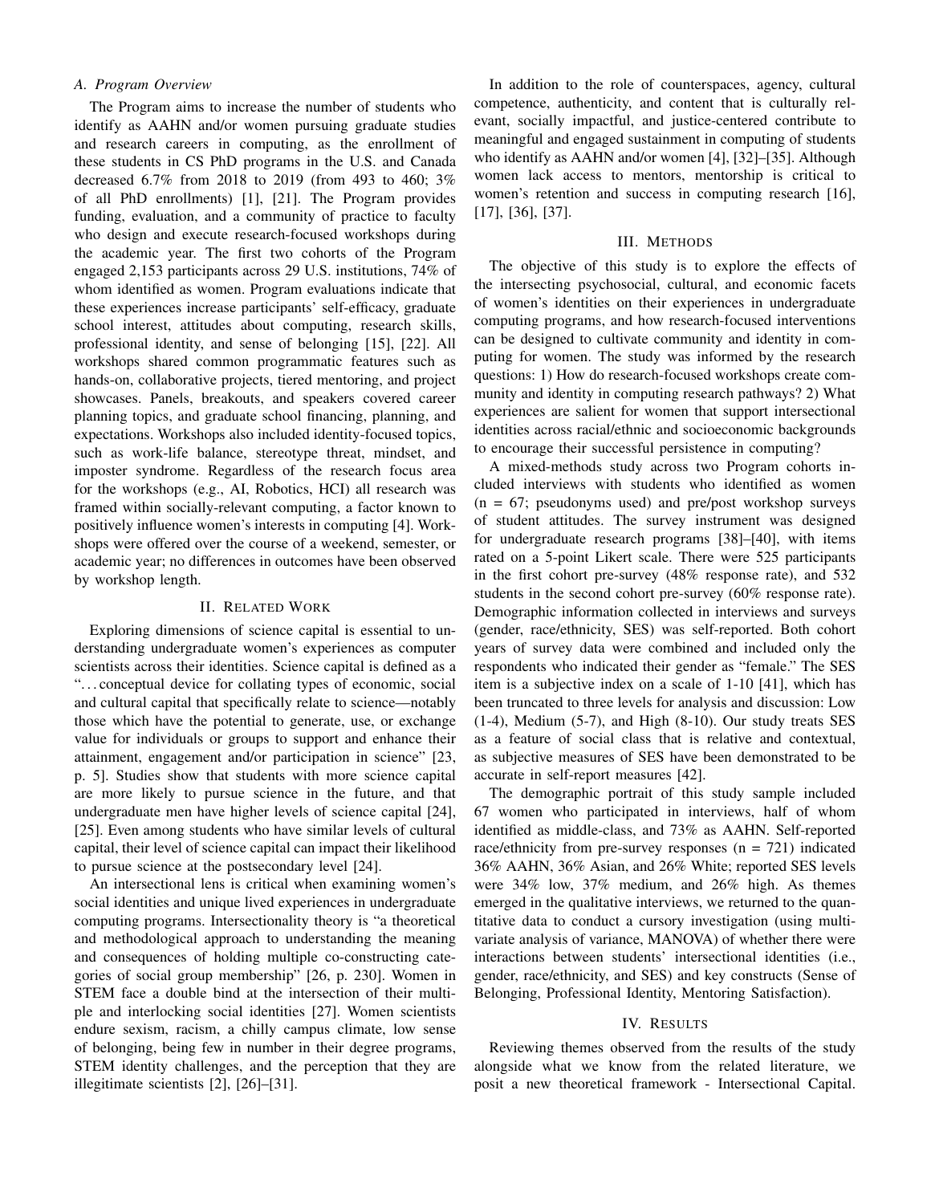### A. Program Overview

The Program aims to increase the number of students who identify as AAHN and/or women pursuing graduate studies and research careers in computing, as the enrollment of these students in CS PhD programs in the U.S. and Canada decreased 6.7% from 2018 to 2019 (from 493 to 460; 3% of all PhD enrollments) [1], [21]. The Program provides funding, evaluation, and a community of practice to faculty who design and execute research-focused workshops during the academic year. The first two cohorts of the Program engaged 2,153 participants across 29 U.S. institutions, 74% of whom identified as women. Program evaluations indicate that these experiences increase participants' self-efficacy, graduate school interest, attitudes about computing, research skills, professional identity, and sense of belonging [15], [22]. All workshops shared common programmatic features such as hands-on, collaborative projects, tiered mentoring, and project showcases. Panels, breakouts, and speakers covered career planning topics, and graduate school financing, planning, and expectations. Workshops also included identity-focused topics, such as work-life balance, stereotype threat, mindset, and imposter syndrome. Regardless of the research focus area for the workshops (e.g., AI, Robotics, HCI) all research was framed within socially-relevant computing, a factor known to positively influence women's interests in computing [4]. Workshops were offered over the course of a weekend, semester, or academic year; no differences in outcomes have been observed by workshop length.

## II. Related Work

Exploring dimensions of science capital is essential to understanding undergraduate women's experiences as computer scientists across their identities. Science capital is defined as a "…conceptual device for collating types of economic, social and cultural capital that specifically relate to science—notably those which have the potential to generate, use, or exchange value for individuals or groups to support and enhance their attainment, engagement and/or participation in science" [23, p. 5]. Studies show that students with more science capital are more likely to pursue science in the future, and that undergraduate men have higher levels of science capital [24], [25]. Even among students who have similar levels of cultural capital, their level of science capital can impact their likelihood to pursue science at the postsecondary level [24].

An intersectional lens is critical when examining women's social identities and unique lived experiences in undergraduate computing programs. Intersectionality theory is "a theoretical and methodological approach to understanding the meaning and consequences of holding multiple co-constructing categories of social group membership" [26, p. 230]. Women in STEM face a double bind at the intersection of their multiple and interlocking social identities [27]. Women scientists endure sexism, racism, a chilly campus climate, low sense of belonging, being few in number in their degree programs, STEM identity challenges, and the perception that they are illegitimate scientists [2], [26]–[31].

In addition to the role of counterspaces, agency, cultural competence, authenticity, and content that is culturally relevant, socially impactful, and justice-centered contribute to meaningful and engaged sustainment in computing of students who identify as AAHN and/or women [4], [32]–[35]. Although women lack access to mentors, mentorship is critical to women's retention and success in computing research [16], [17], [36], [37].

## III. Methods

The objective of this study is to explore the effects of the intersecting psychosocial, cultural, and economic facets of women's identities on their experiences in undergraduate computing programs, and how research-focused interventions can be designed to cultivate community and identity in computing for women. The study was informed by the research questions: 1) How do research-focused workshops create community and identity in computing research pathways? 2) What experiences are salient for women that support intersectional identities across racial/ethnic and socioeconomic backgrounds to encourage their successful persistence in computing?

A mixed-methods study across two Program cohorts included interviews with students who identified as women (n = 67; pseudonyms used) and pre/post workshop surveys of student attitudes. The survey instrument was designed for undergraduate research programs [38]–[40], with items rated on a 5-point Likert scale. There were 525 participants in the first cohort pre-survey (48% response rate), and 532 students in the second cohort pre-survey (60% response rate). Demographic information collected in interviews and surveys (gender, race/ethnicity, SES) was self-reported. Both cohort years of survey data were combined and included only the respondents who indicated their gender as "female." The SES item is a subjective index on a scale of 1-10 [41], which has been truncated to three levels for analysis and discussion: Low (1-4), Medium (5-7), and High (8-10). Our study treats SES as a feature of social class that is relative and contextual, as subjective measures of SES have been demonstrated to be accurate in self-report measures [42].

The demographic portrait of this study sample included 67 women who participated in interviews, half of whom identified as middle-class, and 73% as AAHN. Self-reported race/ethnicity from pre-survey responses (n = 721) indicated 36% AAHN, 36% Asian, and 26% White; reported SES levels were 34% low, 37% medium, and 26% high. As themes emerged in the qualitative interviews, we returned to the quantitative data to conduct a cursory investigation (using multivariate analysis of variance, MANOVA) of whether there were interactions between students' intersectional identities (i.e., gender, race/ethnicity, and SES) and key constructs (Sense of Belonging, Professional Identity, Mentoring Satisfaction).

## IV. Results

Reviewing themes observed from the results of the study alongside what we know from the related literature, we posit a new theoretical framework - Intersectional Capital.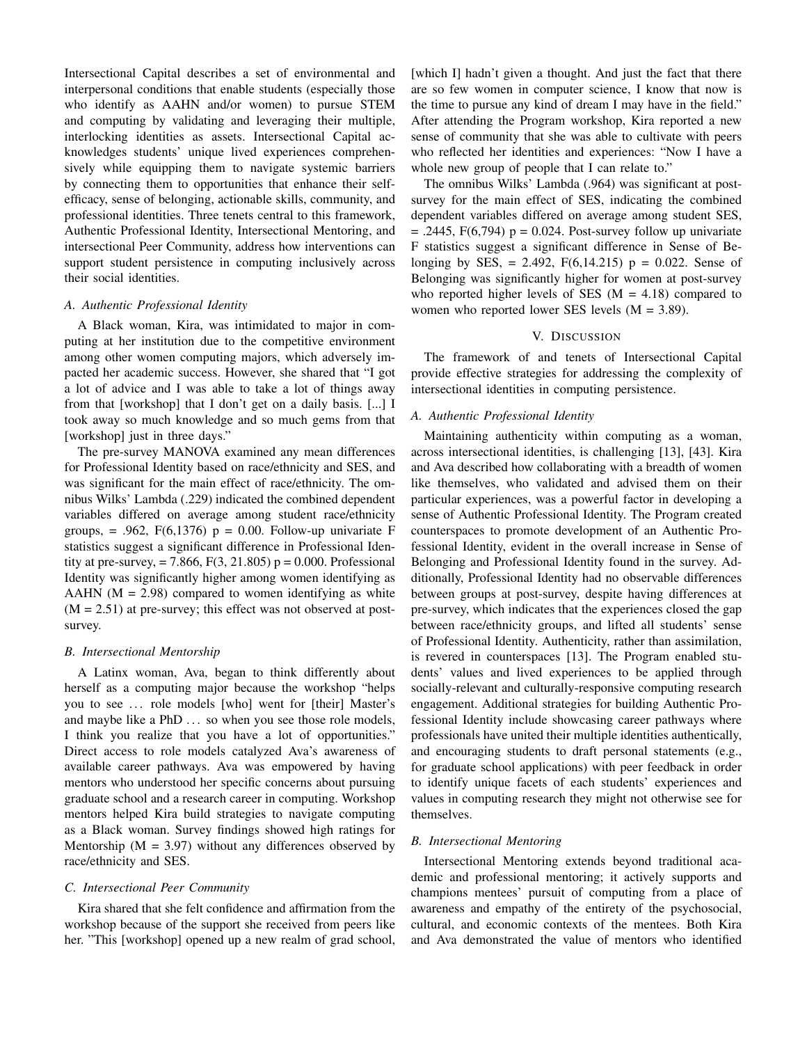Intersectional Capital describes a set of environmental and interpersonal conditions that enable students (especially those who identify as AAHN and/or women) to pursue STEM and computing by validating and leveraging their multiple, interlocking identities as assets. Intersectional Capital acknowledges students' unique lived experiences comprehensively while equipping them to navigate systemic barriers by connecting them to opportunities that enhance their self-efficacy, sense of belonging, actionable skills, community, and professional identities. Three tenets central to this framework, Authentic Professional Identity, Intersectional Mentoring, and intersectional Peer Community, address how interventions can support student persistence in computing inclusively across their social identities.

### *A. Authentic Professional Identity*

A Black woman, Kira, was intimidated to major in computing at her institution due to the competitive environment among other women computing majors, which adversely impacted her academic success. However, she shared that "I got a lot of advice and I was able to take a lot of things away from that [workshop] that I don't get on a daily basis. [...] I took away so much knowledge and so much gems from that [workshop] just in three days."

The pre-survey MANOVA examined any mean differences for Professional Identity based on race/ethnicity and SES, and was significant for the main effect of race/ethnicity. The omnibus Wilks' Lambda (.229) indicated the combined dependent variables differed on average among student race/ethnicity groups, = .962, $F(6,1376)$ $p = 0.00$. Follow-up univariate F statistics suggest a significant difference in Professional Identity at pre-survey, = 7.866, $F(3, 21.805)$ $p = 0.000$. Professional Identity was significantly higher among women identifying as AAHN ($M = 2.98$) compared to women identifying as white ($M = 2.51$) at pre-survey; this effect was not observed at post-survey.

### *B. Intersectional Mentorship*

A Latinx woman, Ava, began to think differently about herself as a computing major because the workshop "helps you to see ... role models [who] went for [their] Master's and maybe like a PhD ... so when you see those role models, I think you realize that you have a lot of opportunities." Direct access to role models catalyzed Ava's awareness of available career pathways. Ava was empowered by having mentors who understood her specific concerns about pursuing graduate school and a research career in computing. Workshop mentors helped Kira build strategies to navigate computing as a Black woman. Survey findings showed high ratings for Mentorship ($M = 3.97$) without any differences observed by race/ethnicity and SES.

### *C. Intersectional Peer Community*

Kira shared that she felt confidence and affirmation from the workshop because of the support she received from peers like her. "This [workshop] opened up a new realm of grad school, [which I] hadn't given a thought. And just the fact that there are so few women in computer science, I know that now is the time to pursue any kind of dream I may have in the field." After attending the Program workshop, Kira reported a new sense of community that she was able to cultivate with peers who reflected her identities and experiences: "Now I have a whole new group of people that I can relate to."

The omnibus Wilks' Lambda (.964) was significant at post-survey for the main effect of SES, indicating the combined dependent variables differed on average among student SES, = .2445, $F(6,794)$ $p = 0.024$. Post-survey follow up univariate F statistics suggest a significant difference in Sense of Belonging by SES, = 2.492, $F(6,14.215)$ $p = 0.022$. Sense of Belonging was significantly higher for women at post-survey who reported higher levels of SES ($M = 4.18$) compared to women who reported lower SES levels ($M = 3.89$).

## V. Discussion

The framework of and tenets of Intersectional Capital provide effective strategies for addressing the complexity of intersectional identities in computing persistence.

### *A. Authentic Professional Identity*

Maintaining authenticity within computing as a woman, across intersectional identities, is challenging [13], [43]. Kira and Ava described how collaborating with a breadth of women like themselves, who validated and advised them on their particular experiences, was a powerful factor in developing a sense of Authentic Professional Identity. The Program created counterspaces to promote development of an Authentic Professional Identity, evident in the overall increase in Sense of Belonging and Professional Identity found in the survey. Additionally, Professional Identity had no observable differences between groups at post-survey, despite having differences at pre-survey, which indicates that the experiences closed the gap between race/ethnicity groups, and lifted all students' sense of Professional Identity. Authenticity, rather than assimilation, is revered in counterspaces [13]. The Program enabled students' values and lived experiences to be applied through socially-relevant and culturally-responsive computing research engagement. Additional strategies for building Authentic Professional Identity include showcasing career pathways where professionals have united their multiple identities authentically, and encouraging students to draft personal statements (e.g., for graduate school applications) with peer feedback in order to identify unique facets of each students' experiences and values in computing research they might not otherwise see for themselves.

### *B. Intersectional Mentoring*

Intersectional Mentoring extends beyond traditional academic and professional mentoring; it actively supports and champions mentees' pursuit of computing from a place of awareness and empathy of the entirety of the psychosocial, cultural, and economic contexts of the mentees. Both Kira and Ava demonstrated the value of mentors who identified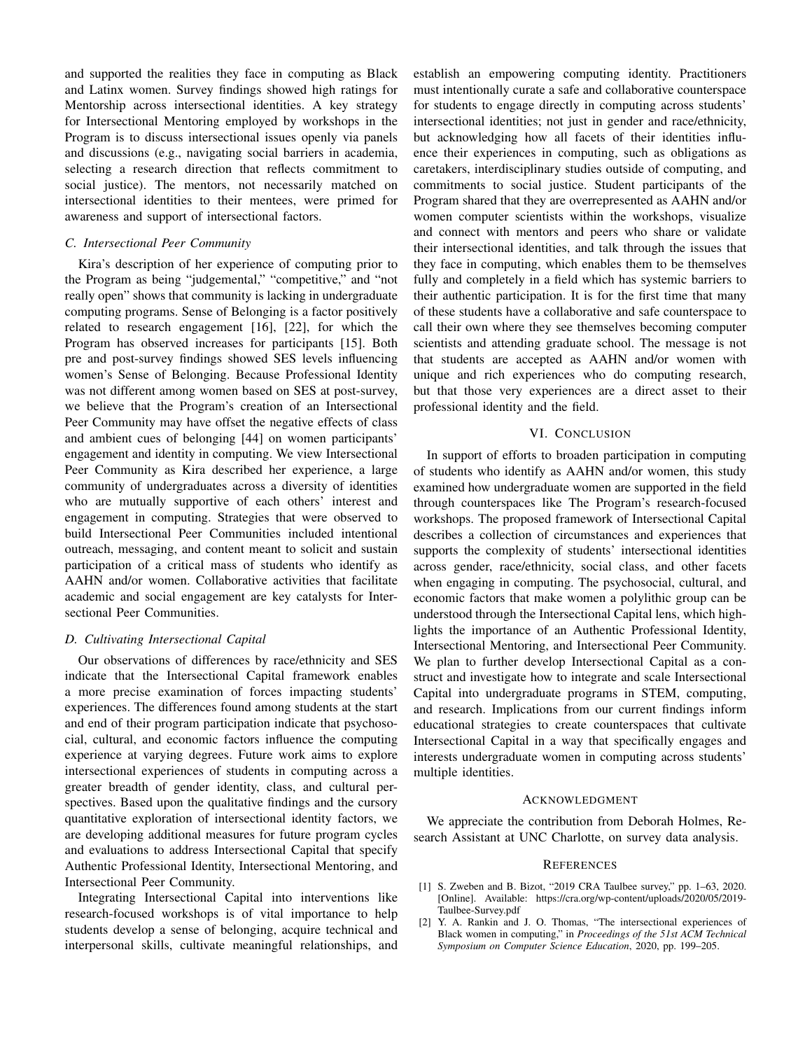and supported the realities they face in computing as Black and Latinx women. Survey findings showed high ratings for Mentorship across intersectional identities. A key strategy for Intersectional Mentoring employed by workshops in the Program is to discuss intersectional issues openly via panels and discussions (e.g., navigating social barriers in academia, selecting a research direction that reflects commitment to social justice). The mentors, not necessarily matched on intersectional identities to their mentees, were primed for awareness and support of intersectional factors.

### C. Intersectional Peer Community

Kira's description of her experience of computing prior to the Program as being "judgemental," "competitive," and "not really open" shows that community is lacking in undergraduate computing programs. Sense of Belonging is a factor positively related to research engagement [16], [22], for which the Program has observed increases for participants [15]. Both pre and post-survey findings showed SES levels influencing women's Sense of Belonging. Because Professional Identity was not different among women based on SES at post-survey, we believe that the Program's creation of an Intersectional Peer Community may have offset the negative effects of class and ambient cues of belonging [44] on women participants' engagement and identity in computing. We view Intersectional Peer Community as Kira described her experience, a large community of undergraduates across a diversity of identities who are mutually supportive of each others' interest and engagement in computing. Strategies that were observed to build Intersectional Peer Communities included intentional outreach, messaging, and content meant to solicit and sustain participation of a critical mass of students who identify as AAHN and/or women. Collaborative activities that facilitate academic and social engagement are key catalysts for Intersectional Peer Communities.

### D. Cultivating Intersectional Capital

Our observations of differences by race/ethnicity and SES indicate that the Intersectional Capital framework enables a more precise examination of forces impacting students' experiences. The differences found among students at the start and end of their program participation indicate that psychosocial, cultural, and economic factors influence the computing experience at varying degrees. Future work aims to explore intersectional experiences of students in computing across a greater breadth of gender identity, class, and cultural perspectives. Based upon the qualitative findings and the cursory quantitative exploration of intersectional identity factors, we are developing additional measures for future program cycles and evaluations to address Intersectional Capital that specify Authentic Professional Identity, Intersectional Mentoring, and Intersectional Peer Community.

Integrating Intersectional Capital into interventions like research-focused workshops is of vital importance to help students develop a sense of belonging, acquire technical and interpersonal skills, cultivate meaningful relationships, and establish an empowering computing identity. Practitioners must intentionally curate a safe and collaborative counterspace for students to engage directly in computing across students' intersectional identities; not just in gender and race/ethnicity, but acknowledging how all facets of their identities influence their experiences in computing, such as obligations as caretakers, interdisciplinary studies outside of computing, and commitments to social justice. Student participants of the Program shared that they are overrepresented as AAHN and/or women computer scientists within the workshops, visualize and connect with mentors and peers who share or validate their intersectional identities, and talk through the issues that they face in computing, which enables them to be themselves fully and completely in a field which has systemic barriers to their authentic participation. It is for the first time that many of these students have a collaborative and safe counterspace to call their own where they see themselves becoming computer scientists and attending graduate school. The message is not that students are accepted as AAHN and/or women with unique and rich experiences who do computing research, but that those very experiences are a direct asset to their professional identity and the field.

## VI. Conclusion

In support of efforts to broaden participation in computing of students who identify as AAHN and/or women, this study examined how undergraduate women are supported in the field through counterspaces like The Program's research-focused workshops. The proposed framework of Intersectional Capital describes a collection of circumstances and experiences that supports the complexity of students' intersectional identities across gender, race/ethnicity, social class, and other facets when engaging in computing. The psychosocial, cultural, and economic factors that make women a polylithic group can be understood through the Intersectional Capital lens, which highlights the importance of an Authentic Professional Identity, Intersectional Mentoring, and Intersectional Peer Community. We plan to further develop Intersectional Capital as a construct and investigate how to integrate and scale Intersectional Capital into undergraduate programs in STEM, computing, and research. Implications from our current findings inform educational strategies to create counterspaces that cultivate Intersectional Capital in a way that specifically engages and interests undergraduate women in computing across students' multiple identities.

## Acknowledgment

We appreciate the contribution from Deborah Holmes, Research Assistant at UNC Charlotte, on survey data analysis.

## References

[1] S. Zweben and B. Bizot, "2019 CRA Taulbee survey," pp. 1–63, 2020. [Online]. Available: https://cra.org/wp-content/uploads/2020/05/2019-Taulbee-Survey.pdf

[2] Y. A. Rankin and J. O. Thomas, "The intersectional experiences of Black women in computing," in *Proceedings of the 51st ACM Technical Symposium on Computer Science Education*, 2020, pp. 199–205.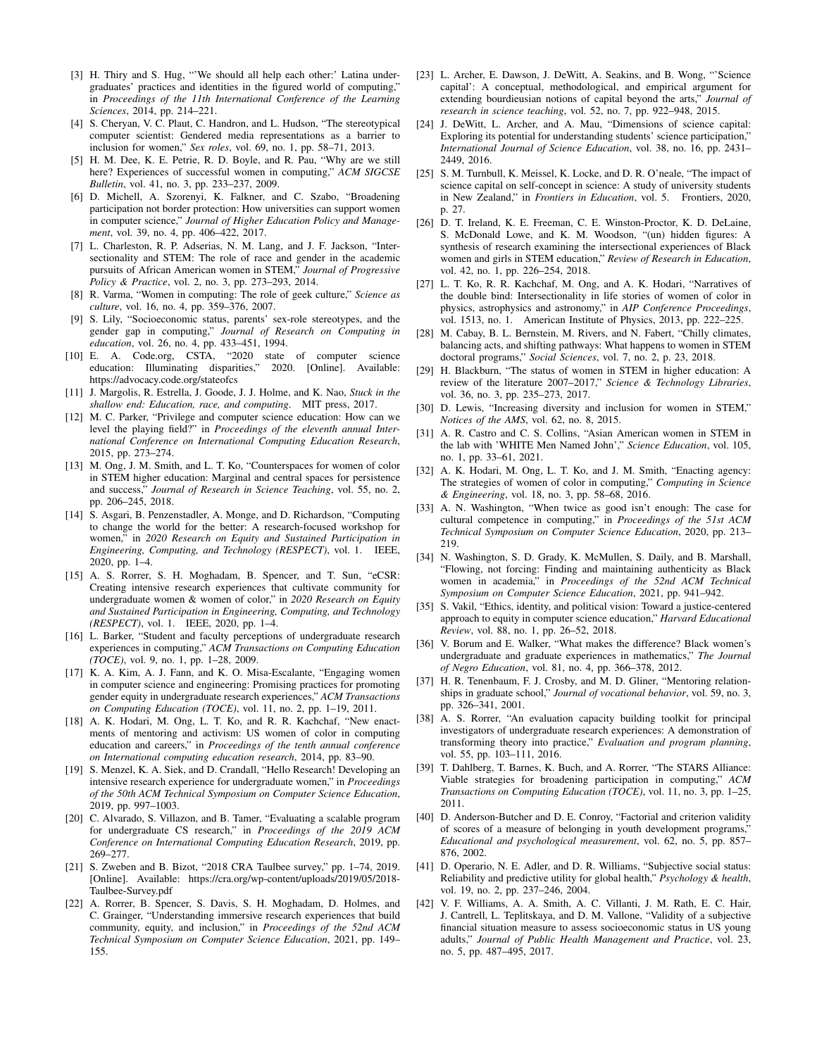[3] H. Thiry and S. Hug, "'We should all help each other:' Latina undergraduates' practices and identities in the figured world of computing," in *Proceedings of the 11th International Conference of the Learning Sciences*, 2014, pp. 214–221.

[4] S. Cheryan, V. C. Plaut, C. Handron, and L. Hudson, "The stereotypical computer scientist: Gendered media representations as a barrier to inclusion for women," *Sex roles*, vol. 69, no. 1, pp. 58–71, 2013.

[5] H. M. Dee, K. E. Petrie, R. D. Boyle, and R. Pau, "Why are we still here? Experiences of successful women in computing," *ACM SIGCSE Bulletin*, vol. 41, no. 3, pp. 233–237, 2009.

[6] D. Michell, A. Szorenyi, K. Falkner, and C. Szabo, "Broadening participation not border protection: How universities can support women in computer science," *Journal of Higher Education Policy and Management*, vol. 39, no. 4, pp. 406–422, 2017.

[7] L. Charleston, R. P. Adserias, N. M. Lang, and J. F. Jackson, "Intersectionality and STEM: The role of race and gender in the academic pursuits of African American women in STEM," *Journal of Progressive Policy & Practice*, vol. 2, no. 3, pp. 273–293, 2014.

[8] R. Varma, "Women in computing: The role of geek culture," *Science as culture*, vol. 16, no. 4, pp. 359–376, 2007.

[9] S. Lily, "Socioeconomic status, parents' sex-role stereotypes, and the gender gap in computing," *Journal of Research on Computing in education*, vol. 26, no. 4, pp. 433–451, 1994.

[10] E. A. Code.org, CSTA, "2020 state of computer science education: Illuminating disparities," 2020. [Online]. Available: https://advocacy.code.org/stateofcs

[11] J. Margolis, R. Estrella, J. Goode, J. J. Holme, and K. Nao, *Stuck in the shallow end: Education, race, and computing*. MIT press, 2017.

[12] M. C. Parker, "Privilege and computer science education: How can we level the playing field?" in *Proceedings of the eleventh annual International Conference on International Computing Education Research*, 2015, pp. 273–274.

[13] M. Ong, J. M. Smith, and L. T. Ko, "Counterspaces for women of color in STEM higher education: Marginal and central spaces for persistence and success," *Journal of Research in Science Teaching*, vol. 55, no. 2, pp. 206–245, 2018.

[14] S. Asgari, B. Penzenstadler, A. Monge, and D. Richardson, "Computing to change the world for the better: A research-focused workshop for women," in *2020 Research on Equity and Sustained Participation in Engineering, Computing, and Technology (RESPECT)*, vol. 1. IEEE, 2020, pp. 1–4.

[15] A. S. Rorrer, S. H. Moghadam, B. Spencer, and T. Sun, "eCSR: Creating intensive research experiences that cultivate community for undergraduate women & women of color," in *2020 Research on Equity and Sustained Participation in Engineering, Computing, and Technology (RESPECT)*, vol. 1. IEEE, 2020, pp. 1–4.

[16] L. Barker, "Student and faculty perceptions of undergraduate research experiences in computing," *ACM Transactions on Computing Education (TOCE)*, vol. 9, no. 1, pp. 1–28, 2009.

[17] K. A. Kim, A. J. Fann, and K. O. Misa-Escalante, "Engaging women in computer science and engineering: Promising practices for promoting gender equity in undergraduate research experiences," *ACM Transactions on Computing Education (TOCE)*, vol. 11, no. 2, pp. 1–19, 2011.

[18] A. K. Hodari, M. Ong, L. T. Ko, and R. R. Kachchaf, "New enactments of mentoring and activism: US women of color in computing education and careers," in *Proceedings of the tenth annual conference on International computing education research*, 2014, pp. 83–90.

[19] S. Menzel, K. A. Siek, and D. Crandall, "Hello Research! Developing an intensive research experience for undergraduate women," in *Proceedings of the 50th ACM Technical Symposium on Computer Science Education*, 2019, pp. 997–1003.

[20] C. Alvarado, S. Villazon, and B. Tamer, "Evaluating a scalable program for undergraduate CS research," in *Proceedings of the 2019 ACM Conference on International Computing Education Research*, 2019, pp. 269–277.

[21] S. Zweben and B. Bizot, "2018 CRA Taulbee survey," pp. 1–74, 2019. [Online]. Available: https://cra.org/wp-content/uploads/2019/05/2018-Taulbee-Survey.pdf

[22] A. Rorrer, B. Spencer, S. Davis, S. H. Moghadam, D. Holmes, and C. Grainger, "Understanding immersive research experiences that build community, equity, and inclusion," in *Proceedings of the 52nd ACM Technical Symposium on Computer Science Education*, 2021, pp. 149–155.

[23] L. Archer, E. Dawson, J. DeWitt, A. Seakins, and B. Wong, "'Science capital': A conceptual, methodological, and empirical argument for extending bourdieusian notions of capital beyond the arts," *Journal of research in science teaching*, vol. 52, no. 7, pp. 922–948, 2015.

[24] J. DeWitt, L. Archer, and A. Mau, "Dimensions of science capital: Exploring its potential for understanding students' science participation," *International Journal of Science Education*, vol. 38, no. 16, pp. 2431–2449, 2016.

[25] S. M. Turnbull, K. Meissel, K. Locke, and D. R. O'neale, "The impact of science capital on self-concept in science: A study of university students in New Zealand," in *Frontiers in Education*, vol. 5. Frontiers, 2020, p. 27.

[26] D. T. Ireland, K. E. Freeman, C. E. Winston-Proctor, K. D. DeLaine, S. McDonald Lowe, and K. M. Woodson, "(un) hidden figures: A synthesis of research examining the intersectional experiences of Black women and girls in STEM education," *Review of Research in Education*, vol. 42, no. 1, pp. 226–254, 2018.

[27] L. T. Ko, R. R. Kachchaf, M. Ong, and A. K. Hodari, "Narratives of the double bind: Intersectionality in life stories of women of color in physics, astrophysics and astronomy," in *AIP Conference Proceedings*, vol. 1513, no. 1. American Institute of Physics, 2013, pp. 222–225.

[28] M. Cabay, B. L. Bernstein, M. Rivers, and N. Fabert, "Chilly climates, balancing acts, and shifting pathways: What happens to women in STEM doctoral programs," *Social Sciences*, vol. 7, no. 2, p. 23, 2018.

[29] H. Blackburn, "The status of women in STEM in higher education: A review of the literature 2007–2017," *Science & Technology Libraries*, vol. 36, no. 3, pp. 235–273, 2017.

[30] D. Lewis, "Increasing diversity and inclusion for women in STEM," *Notices of the AMS*, vol. 62, no. 8, 2015.

[31] A. R. Castro and C. S. Collins, "Asian American women in STEM in the lab with 'WHITE Men Named John'," *Science Education*, vol. 105, no. 1, pp. 33–61, 2021.

[32] A. K. Hodari, M. Ong, L. T. Ko, and J. M. Smith, "Enacting agency: The strategies of women of color in computing," *Computing in Science & Engineering*, vol. 18, no. 3, pp. 58–68, 2016.

[33] A. N. Washington, "When twice as good isn't enough: The case for cultural competence in computing," in *Proceedings of the 51st ACM Technical Symposium on Computer Science Education*, 2020, pp. 213–219.

[34] N. Washington, S. D. Grady, K. McMullen, S. Daily, and B. Marshall, "Flowing, not forcing: Finding and maintaining authenticity as Black women in academia," in *Proceedings of the 52nd ACM Technical Symposium on Computer Science Education*, 2021, pp. 941–942.

[35] S. Vakil, "Ethics, identity, and political vision: Toward a justice-centered approach to equity in computer science education," *Harvard Educational Review*, vol. 88, no. 1, pp. 26–52, 2018.

[36] V. Borum and E. Walker, "What makes the difference? Black women's undergraduate and graduate experiences in mathematics," *The Journal of Negro Education*, vol. 81, no. 4, pp. 366–378, 2012.

[37] H. R. Tenenbaum, F. J. Crosby, and M. D. Gliner, "Mentoring relationships in graduate school," *Journal of vocational behavior*, vol. 59, no. 3, pp. 326–341, 2001.

[38] A. S. Rorrer, "An evaluation capacity building toolkit for principal investigators of undergraduate research experiences: A demonstration of transforming theory into practice," *Evaluation and program planning*, vol. 55, pp. 103–111, 2016.

[39] T. Dahlberg, T. Barnes, K. Buch, and A. Rorrer, "The STARS Alliance: Viable strategies for broadening participation in computing," *ACM Transactions on Computing Education (TOCE)*, vol. 11, no. 3, pp. 1–25, 2011.

[40] D. Anderson-Butcher and D. E. Conroy, "Factorial and criterion validity of scores of a measure of belonging in youth development programs," *Educational and psychological measurement*, vol. 62, no. 5, pp. 857–876, 2002.

[41] D. Operario, N. E. Adler, and D. R. Williams, "Subjective social status: Reliability and predictive utility for global health," *Psychology & health*, vol. 19, no. 2, pp. 237–246, 2004.

[42] V. F. Williams, A. A. Smith, A. C. Villanti, J. M. Rath, E. C. Hair, J. Cantrell, L. Teplitskaya, and D. M. Vallone, "Validity of a subjective financial situation measure to assess socioeconomic status in US young adults," *Journal of Public Health Management and Practice*, vol. 23, no. 5, pp. 487–495, 2017.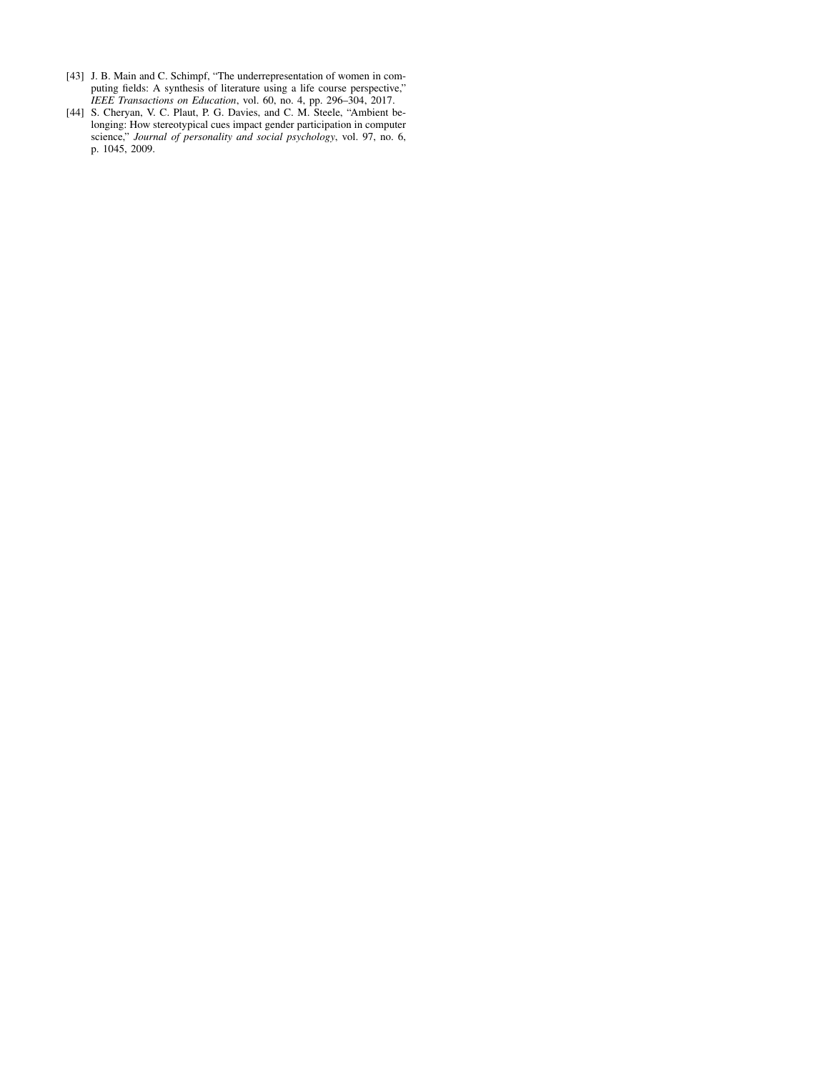[43] J. B. Main and C. Schimpf, "The underrepresentation of women in computing fields: A synthesis of literature using a life course perspective," *IEEE Transactions on Education*, vol. 60, no. 4, pp. 296–304, 2017.

[44] S. Cheryan, V. C. Plaut, P. G. Davies, and C. M. Steele, "Ambient belonging: How stereotypical cues impact gender participation in computer science," *Journal of personality and social psychology*, vol. 97, no. 6, p. 1045, 2009.